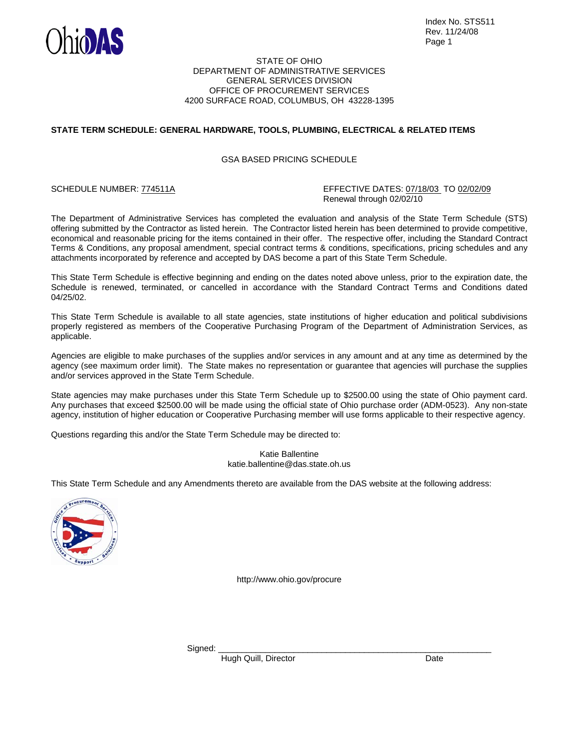Index No. STS511
Rev. 11/24/08

STATE OF OHIO
DEPARTMENT OF ADMINISTRATIVE SERVICES
GENERAL SERVICES DIVISION
OFFICE OF PROCUREMENT SERVICES
4200 SURFACE ROAD, COLUMBUS, OH 43228-1395

**STATE TERM SCHEDULE: GENERAL HARDWARE, TOOLS, PLUMBING, ELECTRICAL & RELATED ITEMS**

GSA BASED PRICING SCHEDULE

SCHEDULE NUMBER: 774511A

EFFECTIVE DATES: 07/18/03 TO 02/02/09
Renewal through 02/02/10

The Department of Administrative Services has completed the evaluation and analysis of the State Term Schedule (STS) offering submitted by the Contractor as listed herein. The Contractor listed herein has been determined to provide competitive, economical and reasonable pricing for the items contained in their offer. The respective offer, including the Standard Contract Terms & Conditions, any proposal amendment, special contract terms & conditions, specifications, pricing schedules and any attachments incorporated by reference and accepted by DAS become a part of this State Term Schedule.

This State Term Schedule is effective beginning and ending on the dates noted above unless, prior to the expiration date, the Schedule is renewed, terminated, or cancelled in accordance with the Standard Contract Terms and Conditions dated 04/25/02.

This State Term Schedule is available to all state agencies, state institutions of higher education and political subdivisions properly registered as members of the Cooperative Purchasing Program of the Department of Administration Services, as applicable.

Agencies are eligible to make purchases of the supplies and/or services in any amount and at any time as determined by the agency (see maximum order limit). The State makes no representation or guarantee that agencies will purchase the supplies and/or services approved in the State Term Schedule.

State agencies may make purchases under this State Term Schedule up to $2500.00 using the state of Ohio payment card. Any purchases that exceed $2500.00 will be made using the official state of Ohio purchase order (ADM-0523). Any non-state agency, institution of higher education or Cooperative Purchasing member will use forms applicable to their respective agency.

Questions regarding this and/or the State Term Schedule may be directed to:

Katie Ballentine
katie.ballentine@das.state.oh.us

This State Term Schedule and any Amendments thereto are available from the DAS website at the following address:

http://www.ohio.gov/procure

Signed: ____________________________________________
Hugh Quill, Director                                                    Date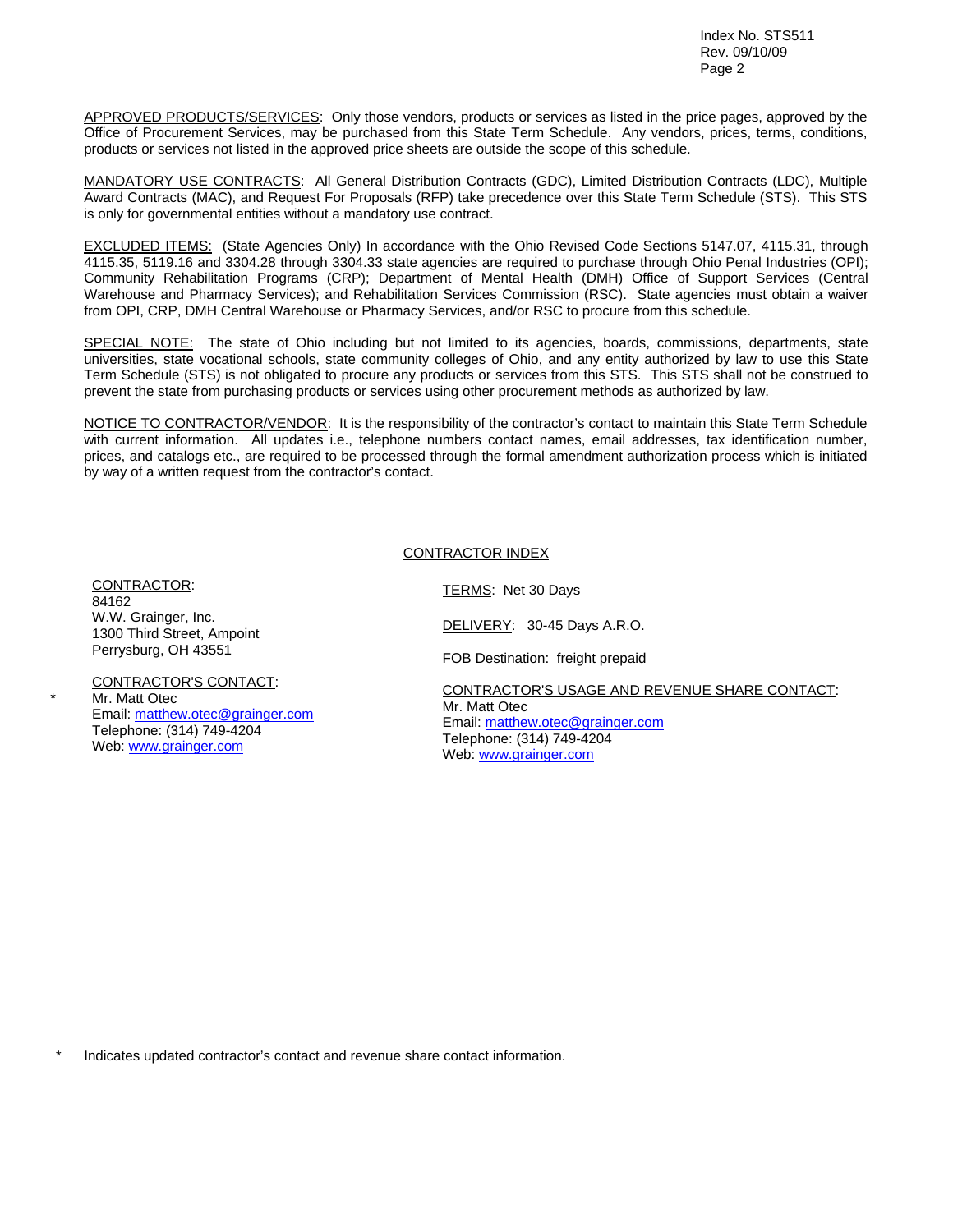APPROVED PRODUCTS/SERVICES: Only those vendors, products or services as listed in the price pages, approved by the Office of Procurement Services, may be purchased from this State Term Schedule. Any vendors, prices, terms, conditions, products or services not listed in the approved price sheets are outside the scope of this schedule.

MANDATORY USE CONTRACTS: All General Distribution Contracts (GDC), Limited Distribution Contracts (LDC), Multiple Award Contracts (MAC), and Request For Proposals (RFP) take precedence over this State Term Schedule (STS). This STS is only for governmental entities without a mandatory use contract.

EXCLUDED ITEMS: (State Agencies Only) In accordance with the Ohio Revised Code Sections 5147.07, 4115.31, through 4115.35, 5119.16 and 3304.28 through 3304.33 state agencies are required to purchase through Ohio Penal Industries (OPI); Community Rehabilitation Programs (CRP); Department of Mental Health (DMH) Office of Support Services (Central Warehouse and Pharmacy Services); and Rehabilitation Services Commission (RSC). State agencies must obtain a waiver from OPI, CRP, DMH Central Warehouse or Pharmacy Services, and/or RSC to procure from this schedule.

SPECIAL NOTE: The state of Ohio including but not limited to its agencies, boards, commissions, departments, state universities, state vocational schools, state community colleges of Ohio, and any entity authorized by law to use this State Term Schedule (STS) is not obligated to procure any products or services from this STS. This STS shall not be construed to prevent the state from purchasing products or services using other procurement methods as authorized by law.

NOTICE TO CONTRACTOR/VENDOR: It is the responsibility of the contractor's contact to maintain this State Term Schedule with current information. All updates i.e., telephone numbers contact names, email addresses, tax identification number, prices, and catalogs etc., are required to be processed through the formal amendment authorization process which is initiated by way of a written request from the contractor's contact.

## CONTRACTOR INDEX

CONTRACTOR:
84162
W.W. Grainger, Inc.
1300 Third Street, Ampoint
Perrysburg, OH 43551

CONTRACTOR'S CONTACT:
\* Mr. Matt Otec
Email: matthew.otec@grainger.com
Telephone: (314) 749-4204
Web: www.grainger.com

TERMS: Net 30 Days

DELIVERY: 30-45 Days A.R.O.

FOB Destination: freight prepaid

CONTRACTOR'S USAGE AND REVENUE SHARE CONTACT:
Mr. Matt Otec
Email: matthew.otec@grainger.com
Telephone: (314) 749-4204
Web: www.grainger.com

\* Indicates updated contractor's contact and revenue share contact information.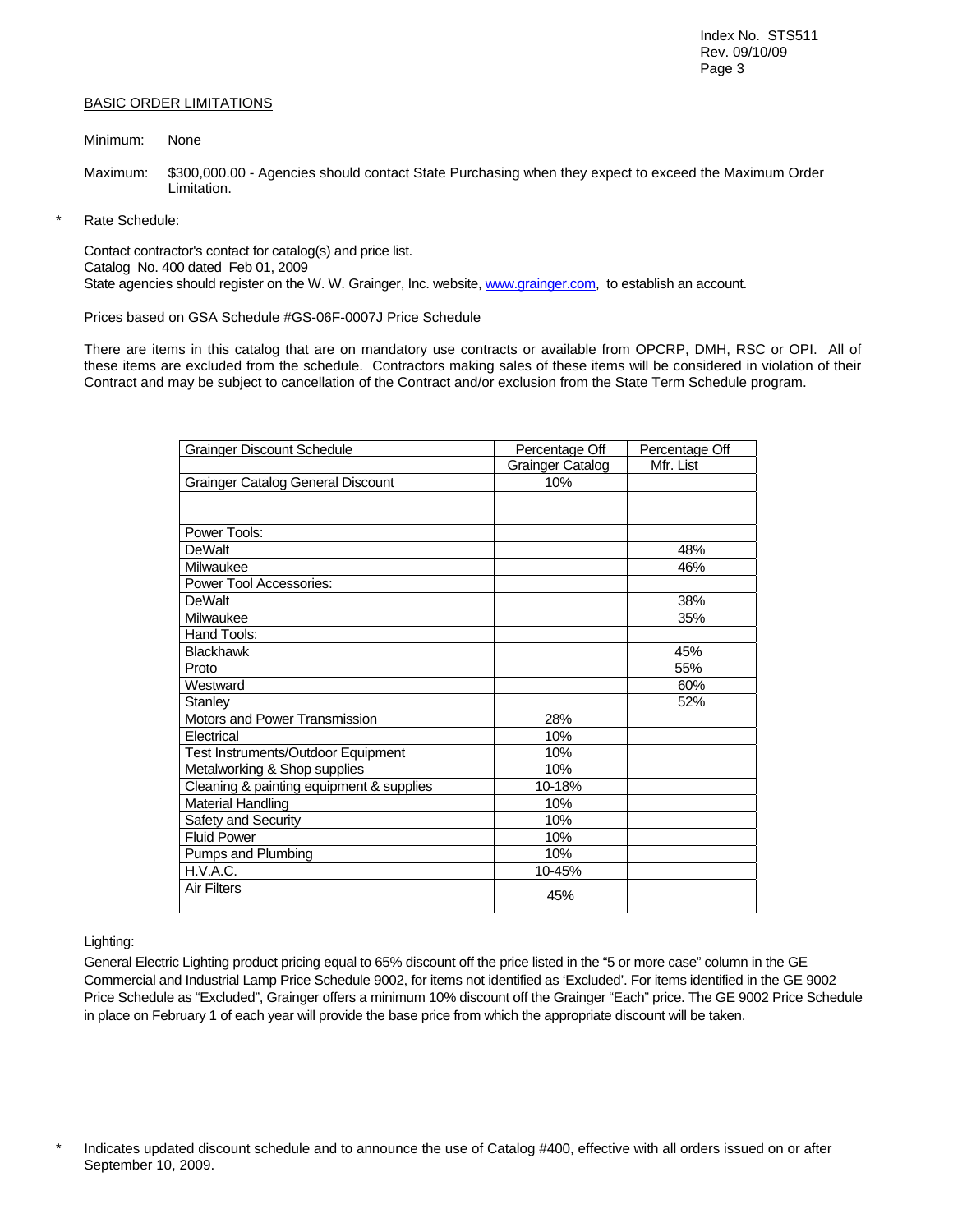## BASIC ORDER LIMITATIONS

Minimum: None

Maximum: $300,000.00 - Agencies should contact State Purchasing when they expect to exceed the Maximum Order Limitation.

\* Rate Schedule:

Contact contractor's contact for catalog(s) and price list.
Catalog No. 400 dated Feb 01, 2009
State agencies should register on the W. W. Grainger, Inc. website, www.grainger.com, to establish an account.

Prices based on GSA Schedule #GS-06F-0007J Price Schedule

There are items in this catalog that are on mandatory use contracts or available from OPCRP, DMH, RSC or OPI. All of these items are excluded from the schedule. Contractors making sales of these items will be considered in violation of their Contract and may be subject to cancellation of the Contract and/or exclusion from the State Term Schedule program.

| Grainger Discount Schedule | Percentage Off Grainger Catalog | Percentage Off Mfr. List |
|---|---|---|
| Grainger Catalog General Discount | 10% | |
| | | |
| Power Tools: | | |
| DeWalt | | 48% |
| Milwaukee | | 46% |
| Power Tool Accessories: | | |
| DeWalt | | 38% |
| Milwaukee | | 35% |
| Hand Tools: | | |
| Blackhawk | | 45% |
| Proto | | 55% |
| Westward | | 60% |
| Stanley | | 52% |
| Motors and Power Transmission | 28% | |
| Electrical | 10% | |
| Test Instruments/Outdoor Equipment | 10% | |
| Metalworking & Shop supplies | 10% | |
| Cleaning & painting equipment & supplies | 10-18% | |
| Material Handling | 10% | |
| Safety and Security | 10% | |
| Fluid Power | 10% | |
| Pumps and Plumbing | 10% | |
| H.V.A.C. | 10-45% | |
| Air Filters | 45% | |

Lighting:

General Electric Lighting product pricing equal to 65% discount off the price listed in the "5 or more case" column in the GE Commercial and Industrial Lamp Price Schedule 9002, for items not identified as 'Excluded'. For items identified in the GE 9002 Price Schedule as "Excluded", Grainger offers a minimum 10% discount off the Grainger "Each" price. The GE 9002 Price Schedule in place on February 1 of each year will provide the base price from which the appropriate discount will be taken.

\* Indicates updated discount schedule and to announce the use of Catalog #400, effective with all orders issued on or after September 10, 2009.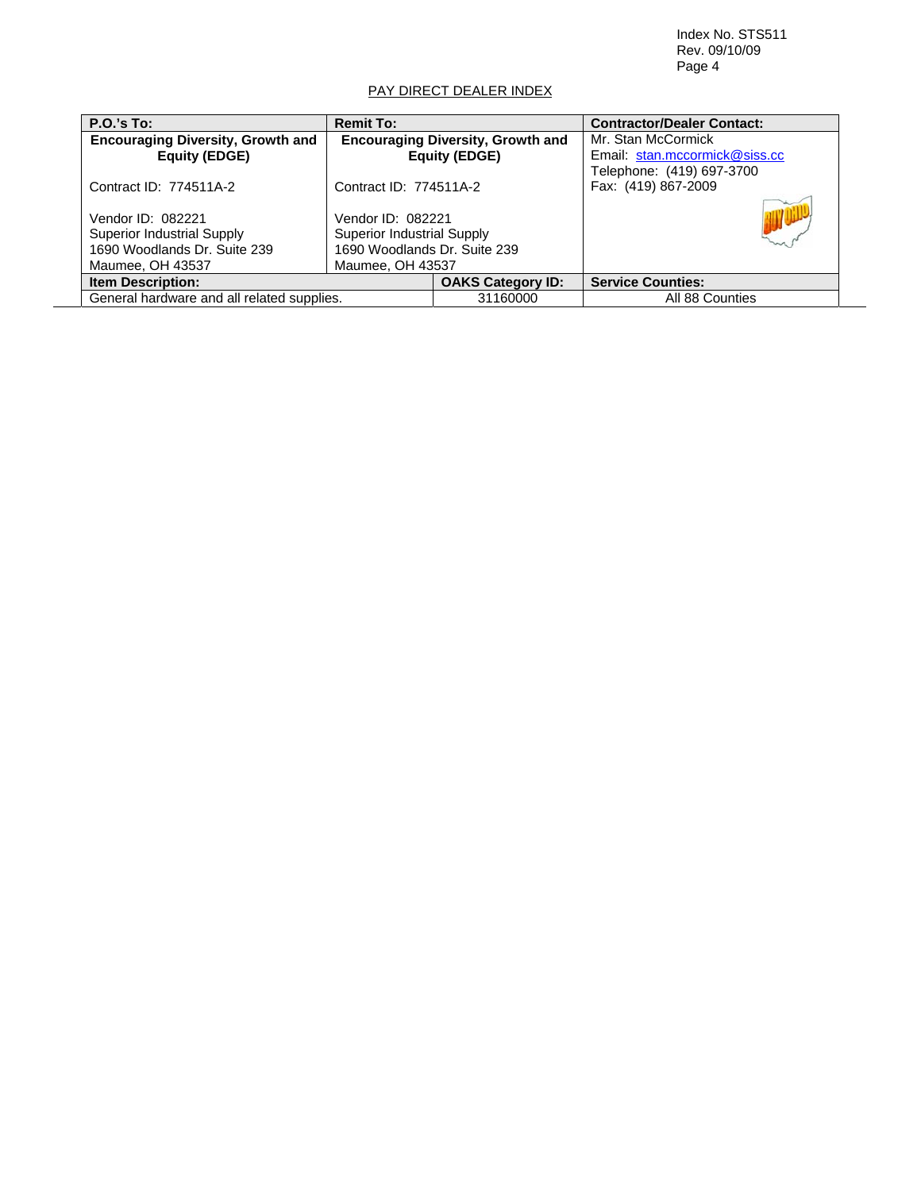PAY DIRECT DEALER INDEX

| P.O.'s To: | Remit To: | | Contractor/Dealer Contact: |
|---|---|---|---|
| **Encouraging Diversity, Growth and Equity (EDGE)**<br><br>Contract ID: 774511A-2<br><br>Vendor ID: 082221<br>Superior Industrial Supply<br>1690 Woodlands Dr. Suite 239<br>Maumee, OH 43537 | **Encouraging Diversity, Growth and Equity (EDGE)**<br><br>Contract ID: 774511A-2<br><br>Vendor ID: 082221<br>Superior Industrial Supply<br>1690 Woodlands Dr. Suite 239<br>Maumee, OH 43537 | | Mr. Stan McCormick<br>Email: stan.mccormick@siss.cc<br>Telephone: (419) 697-3700<br>Fax: (419) 867-2009 |
| **Item Description:** | | **OAKS Category ID:** | **Service Counties:** |
| General hardware and all related supplies. | | 31160000 | All 88 Counties |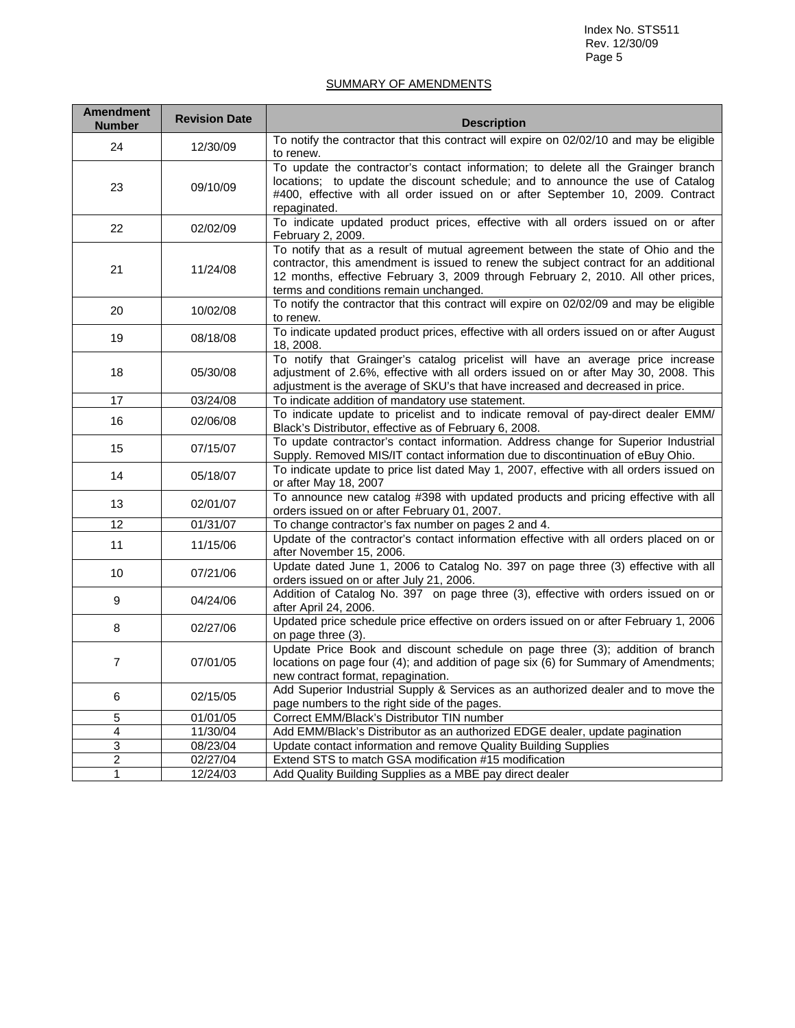## SUMMARY OF AMENDMENTS

| Amendment Number | Revision Date | Description |
|---|---|---|
| 24 | 12/30/09 | To notify the contractor that this contract will expire on 02/02/10 and may be eligible to renew. |
| 23 | 09/10/09 | To update the contractor's contact information; to delete all the Grainger branch locations; to update the discount schedule; and to announce the use of Catalog #400, effective with all order issued on or after September 10, 2009. Contract repaginated. |
| 22 | 02/02/09 | To indicate updated product prices, effective with all orders issued on or after February 2, 2009. |
| 21 | 11/24/08 | To notify that as a result of mutual agreement between the state of Ohio and the contractor, this amendment is issued to renew the subject contract for an additional 12 months, effective February 3, 2009 through February 2, 2010. All other prices, terms and conditions remain unchanged. |
| 20 | 10/02/08 | To notify the contractor that this contract will expire on 02/02/09 and may be eligible to renew. |
| 19 | 08/18/08 | To indicate updated product prices, effective with all orders issued on or after August 18, 2008. |
| 18 | 05/30/08 | To notify that Grainger's catalog pricelist will have an average price increase adjustment of 2.6%, effective with all orders issued on or after May 30, 2008. This adjustment is the average of SKU's that have increased and decreased in price. |
| 17 | 03/24/08 | To indicate addition of mandatory use statement. |
| 16 | 02/06/08 | To indicate update to pricelist and to indicate removal of pay-direct dealer EMM/ Black's Distributor, effective as of February 6, 2008. |
| 15 | 07/15/07 | To update contractor's contact information. Address change for Superior Industrial Supply. Removed MIS/IT contact information due to discontinuation of eBuy Ohio. |
| 14 | 05/18/07 | To indicate update to price list dated May 1, 2007, effective with all orders issued on or after May 18, 2007 |
| 13 | 02/01/07 | To announce new catalog #398 with updated products and pricing effective with all orders issued on or after February 01, 2007. |
| 12 | 01/31/07 | To change contractor's fax number on pages 2 and 4. |
| 11 | 11/15/06 | Update of the contractor's contact information effective with all orders placed on or after November 15, 2006. |
| 10 | 07/21/06 | Update dated June 1, 2006 to Catalog No. 397 on page three (3) effective with all orders issued on or after July 21, 2006. |
| 9 | 04/24/06 | Addition of Catalog No. 397 on page three (3), effective with orders issued on or after April 24, 2006. |
| 8 | 02/27/06 | Updated price schedule price effective on orders issued on or after February 1, 2006 on page three (3). |
| 7 | 07/01/05 | Update Price Book and discount schedule on page three (3); addition of branch locations on page four (4); and addition of page six (6) for Summary of Amendments; new contract format, repagination. |
| 6 | 02/15/05 | Add Superior Industrial Supply & Services as an authorized dealer and to move the page numbers to the right side of the pages. |
| 5 | 01/01/05 | Correct EMM/Black's Distributor TIN number |
| 4 | 11/30/04 | Add EMM/Black's Distributor as an authorized EDGE dealer, update pagination |
| 3 | 08/23/04 | Update contact information and remove Quality Building Supplies |
| 2 | 02/27/04 | Extend STS to match GSA modification #15 modification |
| 1 | 12/24/03 | Add Quality Building Supplies as a MBE pay direct dealer |